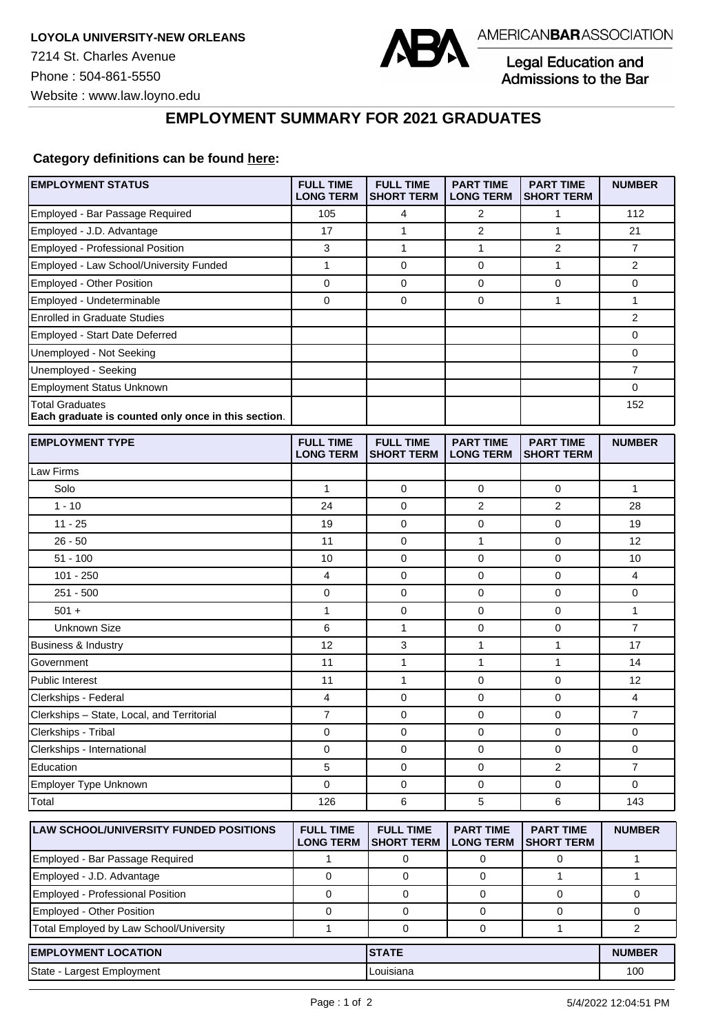**LOYOLA UNIVERSITY-NEW ORLEANS**

7214 St. Charles Avenue

Phone : 504-861-5550

Website : www.law.loyno.edu

AMERICAN**BAR**ASSOCIATION

Legal Education and Admissions to the Bar

# EMPLOYMENT SUMMARY FOR 2021 GRADUATES

**Category definitions can be found here:**

| EMPLOYMENT STATUS | FULL TIME LONG TERM | FULL TIME SHORT TERM | PART TIME LONG TERM | PART TIME SHORT TERM | NUMBER |
|---|---|---|---|---|---|
| Employed - Bar Passage Required | 105 | 4 | 2 | 1 | 112 |
| Employed - J.D. Advantage | 17 | 1 | 2 | 1 | 21 |
| Employed - Professional Position | 3 | 1 | 1 | 2 | 7 |
| Employed - Law School/University Funded | 1 | 0 | 0 | 1 | 2 |
| Employed - Other Position | 0 | 0 | 0 | 0 | 0 |
| Employed - Undeterminable | 0 | 0 | 0 | 1 | 1 |
| Enrolled in Graduate Studies | | | | | 2 |
| Employed - Start Date Deferred | | | | | 0 |
| Unemployed - Not Seeking | | | | | 0 |
| Unemployed - Seeking | | | | | 7 |
| Employment Status Unknown | | | | | 0 |
| Total Graduates **Each graduate is counted only once in this section**. | | | | | 152 |

| EMPLOYMENT TYPE | FULL TIME LONG TERM | FULL TIME SHORT TERM | PART TIME LONG TERM | PART TIME SHORT TERM | NUMBER |
|---|---|---|---|---|---|
| Law Firms | | | | | |
| Solo | 1 | 0 | 0 | 0 | 1 |
| 1 - 10 | 24 | 0 | 2 | 2 | 28 |
| 11 - 25 | 19 | 0 | 0 | 0 | 19 |
| 26 - 50 | 11 | 0 | 1 | 0 | 12 |
| 51 - 100 | 10 | 0 | 0 | 0 | 10 |
| 101 - 250 | 4 | 0 | 0 | 0 | 4 |
| 251 - 500 | 0 | 0 | 0 | 0 | 0 |
| 501 + | 1 | 0 | 0 | 0 | 1 |
| Unknown Size | 6 | 1 | 0 | 0 | 7 |
| Business & Industry | 12 | 3 | 1 | 1 | 17 |
| Government | 11 | 1 | 1 | 1 | 14 |
| Public Interest | 11 | 1 | 0 | 0 | 12 |
| Clerkships - Federal | 4 | 0 | 0 | 0 | 4 |
| Clerkships – State, Local, and Territorial | 7 | 0 | 0 | 0 | 7 |
| Clerkships - Tribal | 0 | 0 | 0 | 0 | 0 |
| Clerkships - International | 0 | 0 | 0 | 0 | 0 |
| Education | 5 | 0 | 0 | 2 | 7 |
| Employer Type Unknown | 0 | 0 | 0 | 0 | 0 |
| Total | 126 | 6 | 5 | 6 | 143 |

| LAW SCHOOL/UNIVERSITY FUNDED POSITIONS | FULL TIME LONG TERM | FULL TIME SHORT TERM | PART TIME LONG TERM | PART TIME SHORT TERM | NUMBER |
|---|---|---|---|---|---|
| Employed - Bar Passage Required | 1 | 0 | 0 | 0 | 1 |
| Employed - J.D. Advantage | 0 | 0 | 0 | 1 | 1 |
| Employed - Professional Position | 0 | 0 | 0 | 0 | 0 |
| Employed - Other Position | 0 | 0 | 0 | 0 | 0 |
| Total Employed by Law School/University | 1 | 0 | 0 | 1 | 2 |

| EMPLOYMENT LOCATION | STATE | NUMBER |
|---|---|---|
| State - Largest Employment | Louisiana | 100 |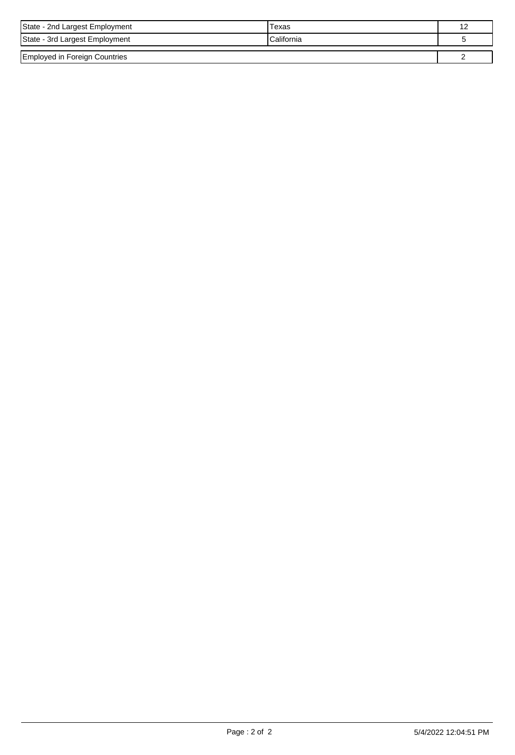| | | |
|---|---|---|
| State - 2nd Largest Employment | Texas | 12 |
| State - 3rd Largest Employment | California | 5 |
| Employed in Foreign Countries | | 2 |